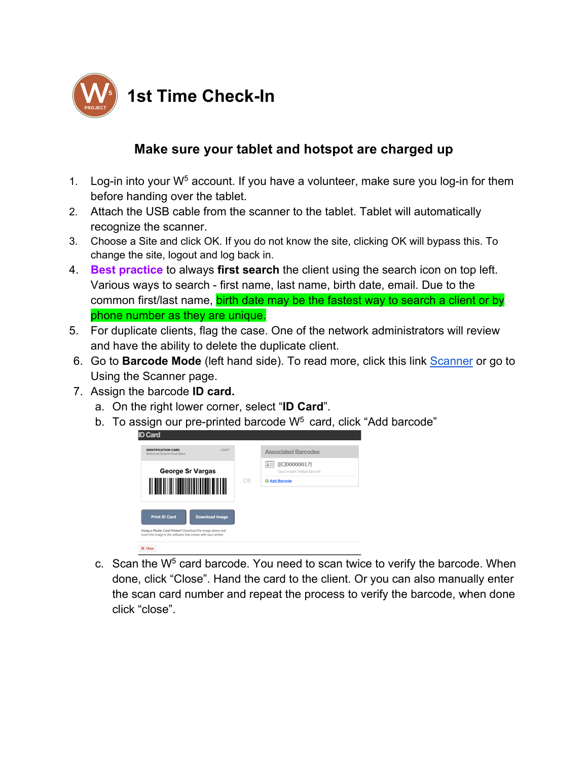# 1st Time Check-In

## Make sure your tablet and hotspot are charged up

1. Log-in into your $W^5$ account. If you have a volunteer, make sure you log-in for them before handing over the tablet.
2. Attach the USB cable from the scanner to the tablet. Tablet will automatically recognize the scanner.
3. Choose a Site and click OK. If you do not know the site, clicking OK will bypass this. To change the site, logout and log back in.
4. **Best practice** to always **first search** the client using the search icon on top left. Various ways to search - first name, last name, birth date, email. Due to the common first/last name, birth date may be the fastest way to search a client or by phone number as they are unique.
5. For duplicate clients, flag the case. One of the network administrators will review and have the ability to delete the duplicate client.
6. Go to **Barcode Mode** (left hand side). To read more, click this link Scanner or go to Using the Scanner page.
7. Assign the barcode **ID card.**
   a. On the right lower corner, select "**ID Card**".
   b. To assign our pre-printed barcode $W^5$ card, click "Add barcode"
   c. Scan the $W^5$ card barcode. You need to scan twice to verify the barcode. When done, click "Close". Hand the card to the client. Or you can also manually enter the scan card number and repeat the process to verify the barcode, when done click "close".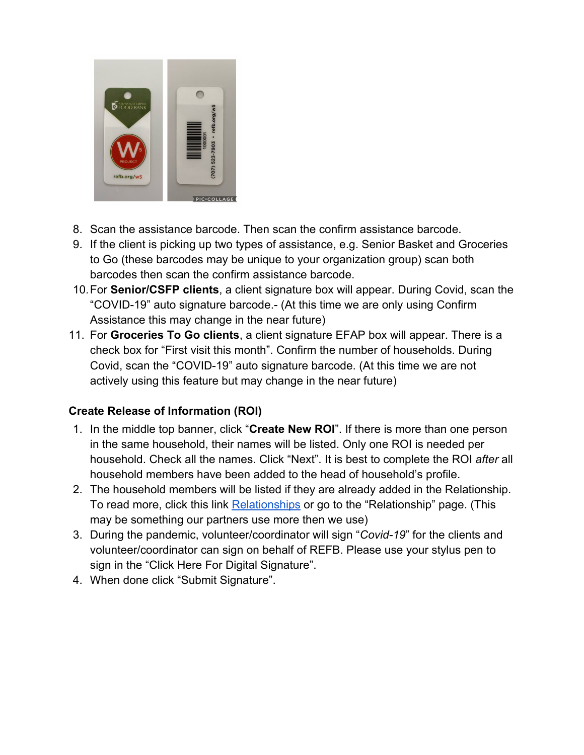8. Scan the assistance barcode. Then scan the confirm assistance barcode.
9. If the client is picking up two types of assistance, e.g. Senior Basket and Groceries to Go (these barcodes may be unique to your organization group) scan both barcodes then scan the confirm assistance barcode.
10. For **Senior/CSFP clients**, a client signature box will appear. During Covid, scan the "COVID-19" auto signature barcode.- (At this time we are only using Confirm Assistance this may change in the near future)
11. For **Groceries To Go clients**, a client signature EFAP box will appear. There is a check box for "First visit this month". Confirm the number of households. During Covid, scan the "COVID-19" auto signature barcode. (At this time we are not actively using this feature but may change in the near future)

### Create Release of Information (ROI)

1. In the middle top banner, click "**Create New ROI**". If there is more than one person in the same household, their names will be listed. Only one ROI is needed per household. Check all the names. Click "Next". It is best to complete the ROI *after* all household members have been added to the head of household's profile.
2. The household members will be listed if they are already added in the Relationship. To read more, click this link [Relationships](Relationships) or go to the "Relationship" page. (This may be something our partners use more then we use)
3. During the pandemic, volunteer/coordinator will sign "*Covid-19*" for the clients and volunteer/coordinator can sign on behalf of REFB. Please use your stylus pen to sign in the "Click Here For Digital Signature".
4. When done click "Submit Signature".